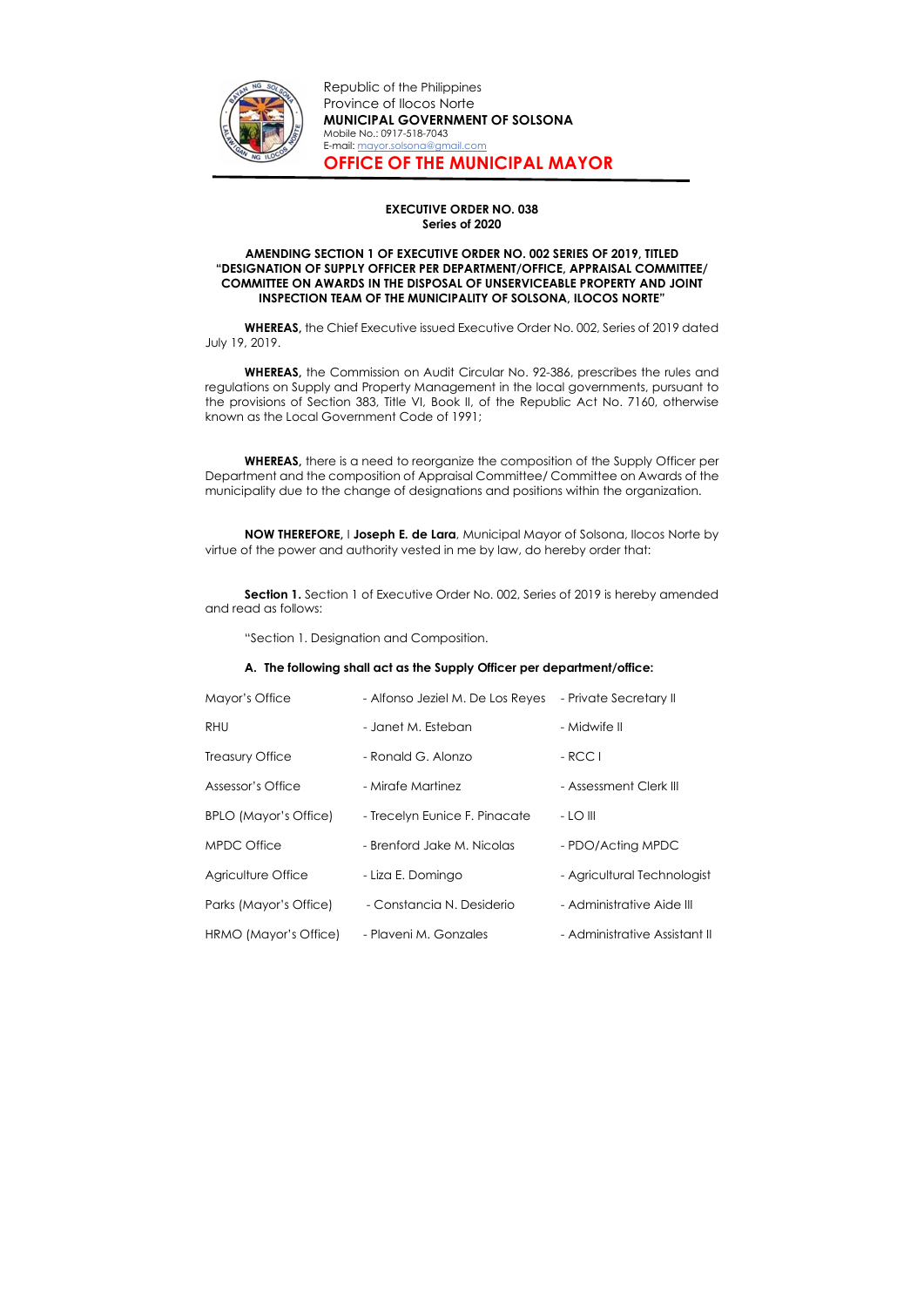Republic of the Philippines
Province of Ilocos Norte
**MUNICIPAL GOVERNMENT OF SOLSONA**
Mobile No.: 0917-518-7043
E-mail: mayor.solsona@gmail.com

## OFFICE OF THE MUNICIPAL MAYOR

**EXECUTIVE ORDER NO. 038**
**Series of 2020**

**AMENDING SECTION 1 OF EXECUTIVE ORDER NO. 002 SERIES OF 2019, TITLED "DESIGNATION OF SUPPLY OFFICER PER DEPARTMENT/OFFICE, APPRAISAL COMMITTEE/ COMMITTEE ON AWARDS IN THE DISPOSAL OF UNSERVICEABLE PROPERTY AND JOINT INSPECTION TEAM OF THE MUNICIPALITY OF SOLSONA, ILOCOS NORTE"**

**WHEREAS,** the Chief Executive issued Executive Order No. 002, Series of 2019 dated July 19, 2019.

**WHEREAS,** the Commission on Audit Circular No. 92-386, prescribes the rules and regulations on Supply and Property Management in the local governments, pursuant to the provisions of Section 383, Title VI, Book II, of the Republic Act No. 7160, otherwise known as the Local Government Code of 1991;

**WHEREAS,** there is a need to reorganize the composition of the Supply Officer per Department and the composition of Appraisal Committee/ Committee on Awards of the municipality due to the change of designations and positions within the organization.

**NOW THEREFORE,** I **Joseph E. de Lara**, Municipal Mayor of Solsona, Ilocos Norte by virtue of the power and authority vested in me by law, do hereby order that:

**Section 1.** Section 1 of Executive Order No. 002, Series of 2019 is hereby amended and read as follows:

"Section 1. Designation and Composition.

**A. The following shall act as the Supply Officer per department/office:**

| | | |
|---|---|---|
| Mayor's Office | - Alfonso Jeziel M. De Los Reyes | - Private Secretary II |
| RHU | - Janet M. Esteban | - Midwife II |
| Treasury Office | - Ronald G. Alonzo | - RCC I |
| Assessor's Office | - Mirafe Martinez | - Assessment Clerk III |
| BPLO (Mayor's Office) | - Trecelyn Eunice F. Pinacate | - LO III |
| MPDC Office | - Brenford Jake M. Nicolas | - PDO/Acting MPDC |
| Agriculture Office | - Liza E. Domingo | - Agricultural Technologist |
| Parks (Mayor's Office) | - Constancia N. Desiderio | - Administrative Aide III |
| HRMO (Mayor's Office) | - Plaveni M. Gonzales | - Administrative Assistant II |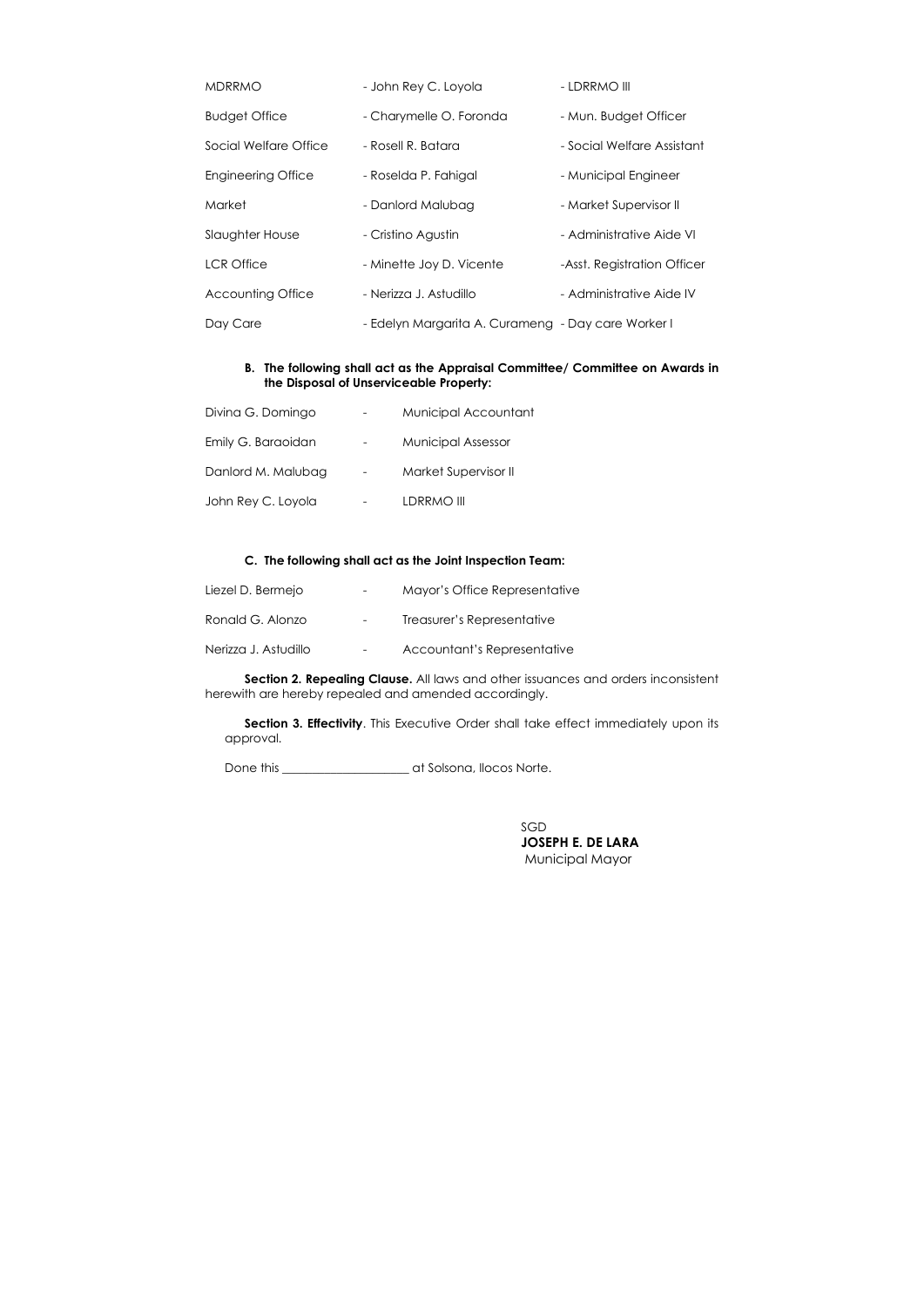| | | |
|---|---|---|
| MDRRMO | - John Rey C. Loyola | - LDRRMO III |
| Budget Office | - Charymelle O. Foronda | - Mun. Budget Officer |
| Social Welfare Office | - Rosell R. Batara | - Social Welfare Assistant |
| Engineering Office | - Roselda P. Fahigal | - Municipal Engineer |
| Market | - Danlord Malubag | - Market Supervisor II |
| Slaughter House | - Cristino Agustin | - Administrative Aide VI |
| LCR Office | - Minette Joy D. Vicente | -Asst. Registration Officer |
| Accounting Office | - Nerizza J. Astudillo | - Administrative Aide IV |
| Day Care | - Edelyn Margarita A. Curameng | - Day care Worker I |

**B. The following shall act as the Appraisal Committee/ Committee on Awards in the Disposal of Unserviceable Property:**

| | | |
|---|---|---|
| Divina G. Domingo | - | Municipal Accountant |
| Emily G. Baraoidan | - | Municipal Assessor |
| Danlord M. Malubag | - | Market Supervisor II |
| John Rey C. Loyola | - | LDRRMO III |

**C. The following shall act as the Joint Inspection Team:**

| | | |
|---|---|---|
| Liezel D. Bermejo | - | Mayor's Office Representative |
| Ronald G. Alonzo | - | Treasurer's Representative |
| Nerizza J. Astudillo | - | Accountant's Representative |

**Section 2. Repealing Clause.** All laws and other issuances and orders inconsistent herewith are hereby repealed and amended accordingly.

**Section 3. Effectivity**. This Executive Order shall take effect immediately upon its approval.

Done this ____________________ at Solsona, Ilocos Norte.

SGD
**JOSEPH E. DE LARA**
Municipal Mayor